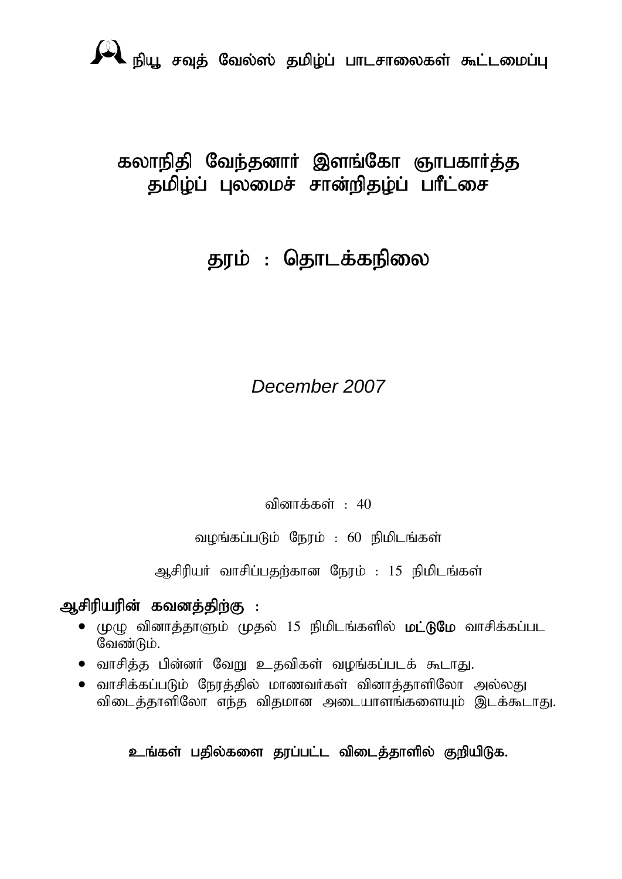நியூ சவுத் வேல்ஸ் தமிழ்ப் பாடசாலைகள் கூட்டமைப்பு

# கலாநிதி வேந்தனார் இளங்கோ ஞாபகார்த்த தமிழ்ப் புலமைச் சான்றிதழ்ப் பரீட்சை

## தரம் : தொடக்கநிலை

*December 2007*

வினாக்கள் : 40

வழங்கப்படும் நேரம் : 60 நிமிடங்கள்

ஆசிரியர் வாசிப்பதற்கான நேரம் : 15 நிமிடங்கள்

**ஆசிரியரின் கவனத்திற்கு :**

- முழு வினாத்தாளும் முதல் 15 நிமிடங்களில் **மட்டுமே** வாசிக்கப்பட வேண்டும்.
- வாசித்த பின்னர் வேறு உதவிகள் வழங்கப்படக் கூடாது.
- வாசிக்கப்படும் நேரத்தில் மாணவர்கள் வினாத்தாளிலோ அல்லது விடைத்தாளிலோ எந்த விதமான அடையாளங்களையும் இடக்கூடாது.

**உங்கள் பதில்களை தரப்பட்ட விடைத்தாளில் குறியிடுக.**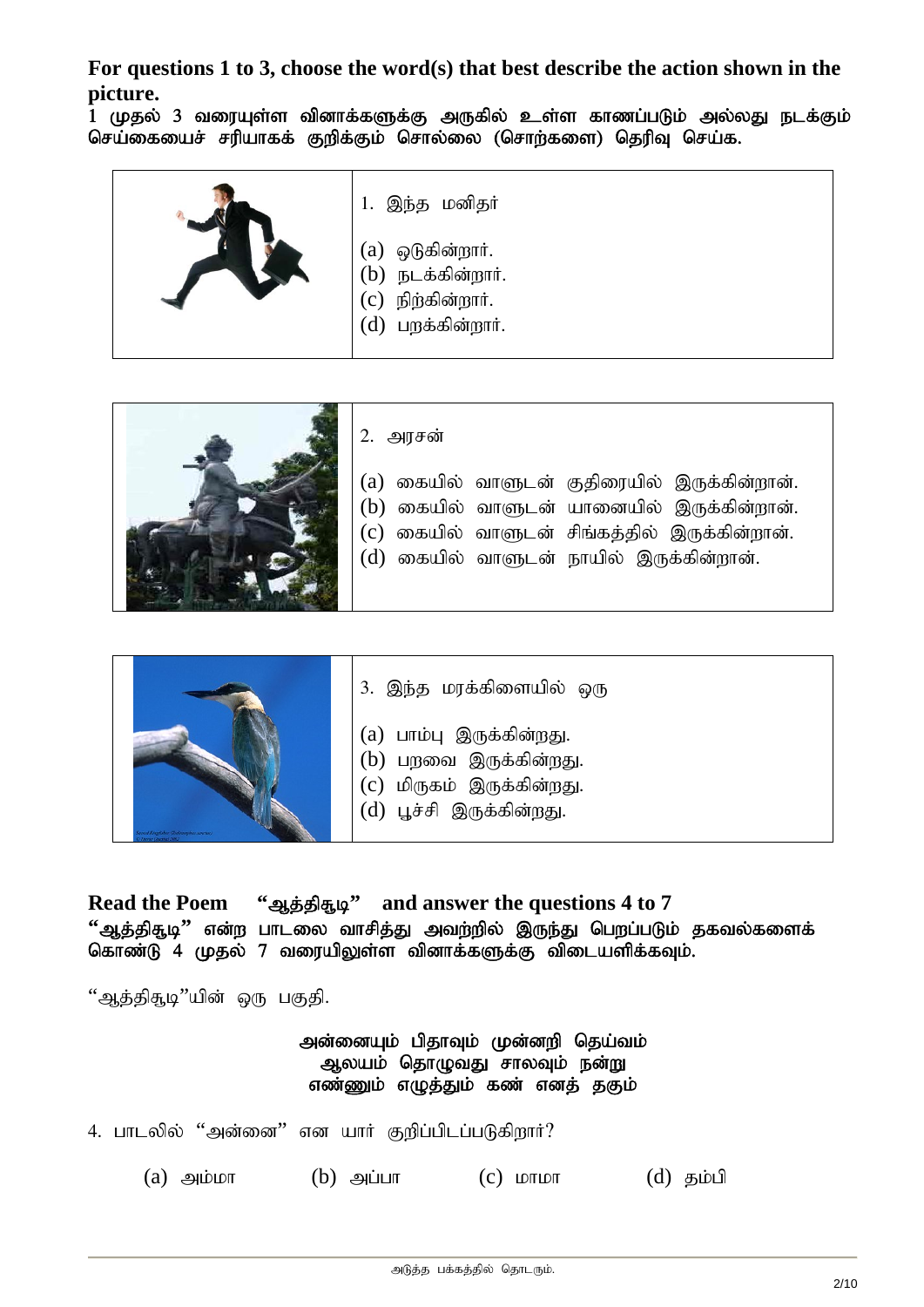**For questions 1 to 3, choose the word(s) that best describe the action shown in the picture.**

**1 முதல் 3 வரையுள்ள வினாக்களுக்கு அருகில் உள்ள காணப்படும் அல்லது நடக்கும் செய்கையைச் சரியாகக் குறிக்கும் சொல்லை (சொற்களை) தெரிவு செய்க.**

1. இந்த மனிதர்

(a) ஓடுகின்றார்.
(b) நடக்கின்றார்.
(c) நிற்கின்றார்.
(d) பறக்கின்றார்.

2. அரசன்

(a) கையில் வாளுடன் குதிரையில் இருக்கின்றான்.
(b) கையில் வாளுடன் யானையில் இருக்கின்றான்.
(c) கையில் வாளுடன் சிங்கத்தில் இருக்கின்றான்.
(d) கையில் வாளுடன் நாயில் இருக்கின்றான்.

3. இந்த மரக்கிளையில் ஒரு

(a) பாம்பு இருக்கின்றது.
(b) பறவை இருக்கின்றது.
(c) மிருகம் இருக்கின்றது.
(d) பூச்சி இருக்கின்றது.

**Read the Poem "ஆத்திசூடி" and answer the questions 4 to 7**

**"ஆத்திசூடி" என்ற பாடலை வாசித்து அவற்றில் இருந்து பெறப்படும் தகவல்களைக் கொண்டு 4 முதல் 7 வரையிலுள்ள வினாக்களுக்கு விடையளிக்கவும்.**

"ஆத்திசூடி"யின் ஒரு பகுதி.

**அன்னையும் பிதாவும் முன்னறி தெய்வம்**
**ஆலயம் தொழுவது சாலவும் நன்று**
**எண்ணும் எழுத்தும் கண் எனத் தகும்**

4. பாடலில் "அன்னை" என யார் குறிப்பிடப்படுகிறார்?

(a) அம்மா (b) அப்பா (c) மாமா (d) தம்பி

அடுத்த பக்கத்தில் தொடரும்.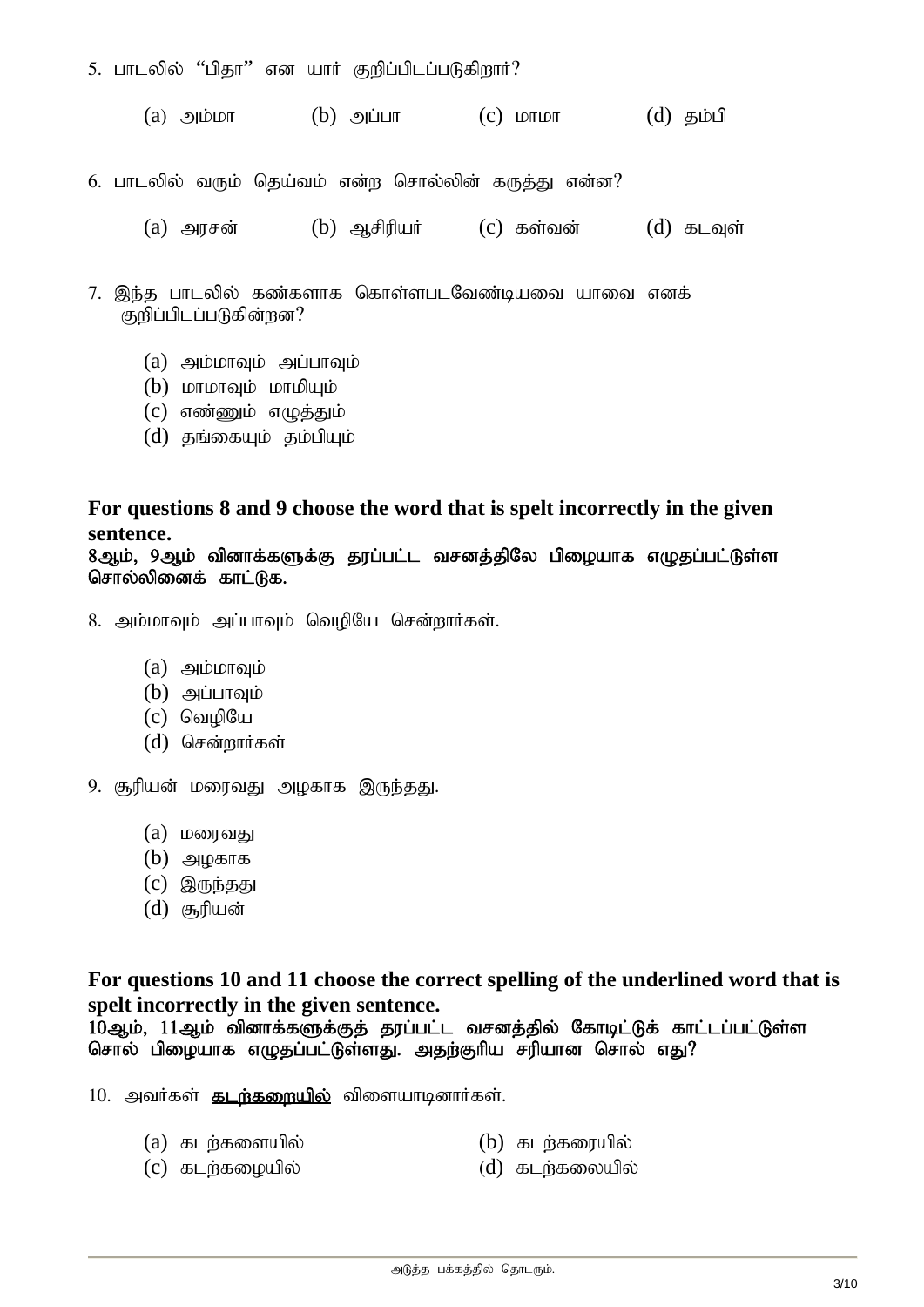5. பாடலில் “பிதா” என யார் குறிப்பிடப்படுகிறார்?

(a) அம்மா (b) அப்பா (c) மாமா (d) தம்பி

6. பாடலில் வரும் தெய்வம் என்ற சொல்லின் கருத்து என்ன?

(a) அரசன் (b) ஆசிரியர் (c) கள்வன் (d) கடவுள்

7. இந்த பாடலில் கண்களாக கொள்ளபடவேண்டியவை யாவை எனக் குறிப்பிடப்படுகின்றன?

(a) அம்மாவும் அப்பாவும்
(b) மாமாவும் மாமியும்
(c) எண்ணும் எழுத்தும்
(d) தங்கையும் தம்பியும்

**For questions 8 and 9 choose the word that is spelt incorrectly in the given sentence.**
**8ஆம், 9ஆம் வினாக்களுக்கு தரப்பட்ட வசனத்திலே பிழையாக எழுதப்பட்டுள்ள சொல்லினைக் காட்டுக.**

8. அம்மாவும் அப்பாவும் வெழியே சென்றார்கள்.

(a) அம்மாவும்
(b) அப்பாவும்
(c) வெழியே
(d) சென்றார்கள்

9. சூரியன் மரைவது அழகாக இருந்தது.

(a) மரைவது
(b) அழகாக
(c) இருந்தது
(d) சூரியன்

**For questions 10 and 11 choose the correct spelling of the underlined word that is spelt incorrectly in the given sentence.**
**10ஆம், 11ஆம் வினாக்களுக்குத் தரப்பட்ட வசனத்தில் கோடிட்டுக் காட்டப்பட்டுள்ள சொல் பிழையாக எழுதப்பட்டுள்ளது. அதற்குரிய சரியான சொல் எது?**

10. அவர்கள் <u>**கடற்கறையில்**</u> விளையாடினார்கள்.

(a) கடற்களையில் (b) கடற்கரையில)
(c) கடற்கழையில் (d) கடற்கலையில்

அடுத்த பக்கத்தில் தொடரும்.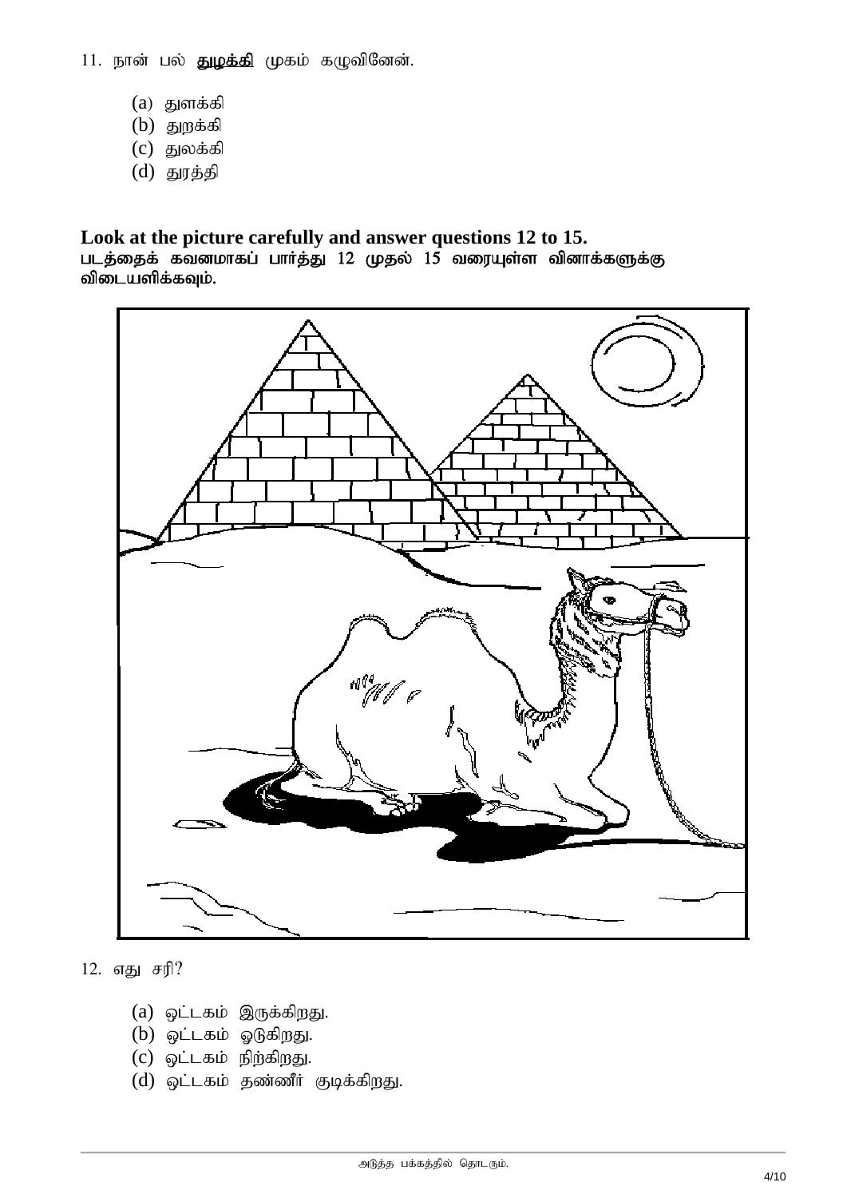11. நான் பல் **துலக்கி** முகம் கழுவினேன்.

    (a) துளக்கி
    (b) துறக்கி
    (c) துலக்கி
    (d) துரத்தி

**Look at the picture carefully and answer questions 12 to 15.**
**படத்தைக் கவனமாகப் பார்த்து 12 முதல் 15 வரையுள்ள வினாக்களுக்கு விடையளிக்கவும்.**

12. எது சரி?

    (a) ஒட்டகம் இருக்கிறது.
    (b) ஒட்டகம் ஓடுகிறது.
    (c) ஒட்டகம் நிற்கிறது.
    (d) ஒட்டகம் தண்ணீர் குடிக்கிறது.

அடுத்த பக்கத்தில் தொடரும்.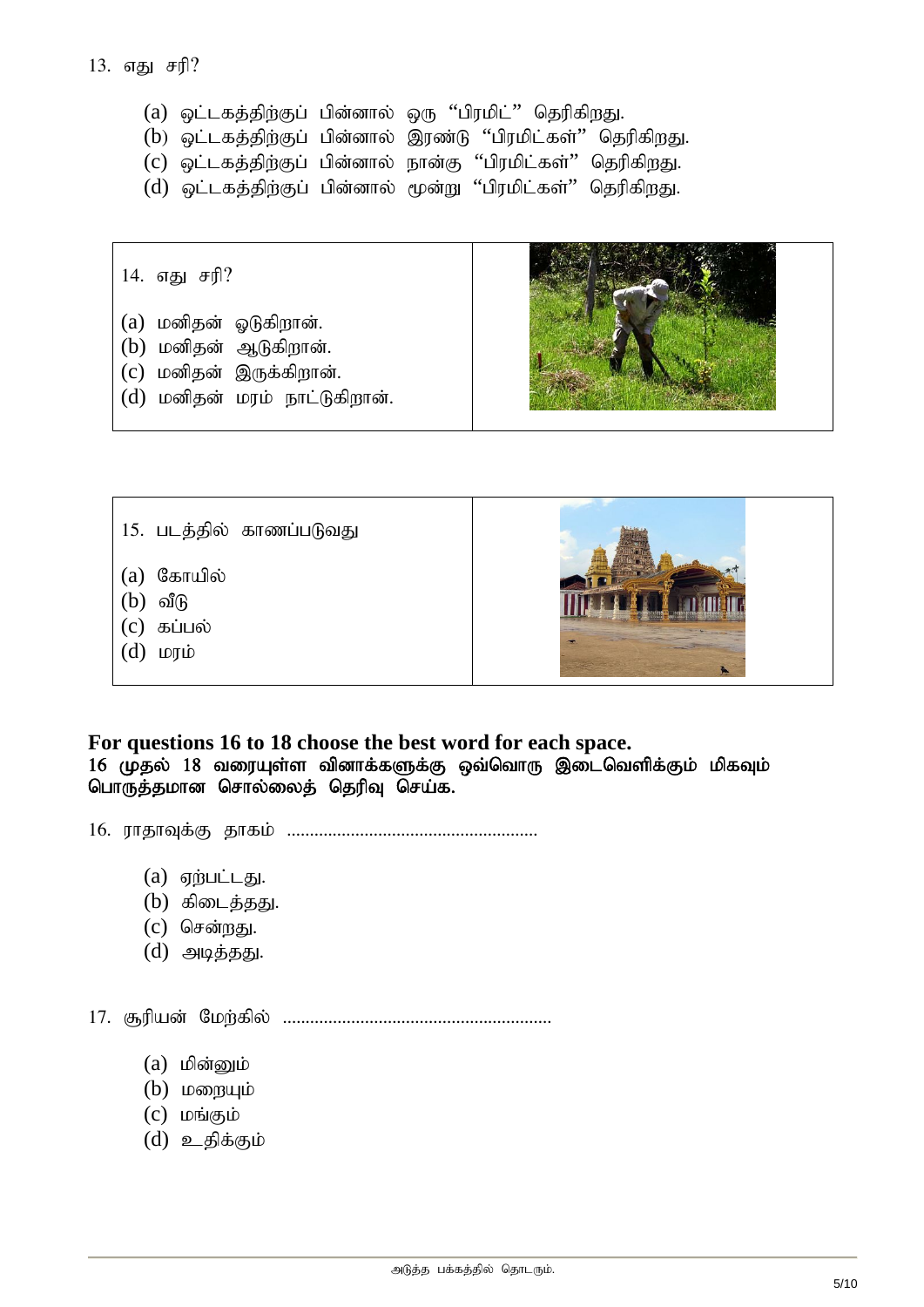13. எது சரி?

(a) ஒட்டகத்திற்குப் பின்னால் ஒரு "பிரமிட்" தெரிகிறது.
(b) ஒட்டகத்திற்குப் பின்னால் இரண்டு "பிரமிட்கள்" தெரிகிறது.
(c) ஒட்டகத்திற்குப் பின்னால் நான்கு "பிரமிட்கள்" தெரிகிறது.
(d) ஒட்டகத்திற்குப் பின்னால் மூன்று "பிரமிட்கள்" தெரிகிறது.

14. எது சரி?

(a) மனிதன் ஓடுகிறான்.
(b) மனிதன் ஆடுகிறான்.
(c) மனிதன் இருக்கிறான்.
(d) மனிதன் மரம் நாட்டுகிறான்.

15. படத்தில் காணப்படுவது

(a) கோயில்
(b) வீடு
(c) கப்பல்
(d) மரம்

**For questions 16 to 18 choose the best word for each space.**
**16 முதல் 18 வரையுள்ள வினாக்களுக்கு ஒவ்வொரு இடைவெளிக்கும் மிகவும் பொருத்தமான சொல்லைத் தெரிவு செய்க.**

16. ராதாவுக்கு தாகம் ......................................................

(a) ஏற்பட்டது.
(b) கிடைத்தது.
(c) சென்றது.
(d) அடித்தது.

17. சூரியன் மேற்கில் ..........................................................

(a) மின்னும்
(b) மறையும்
(c) மங்கும்
(d) உதிக்கும்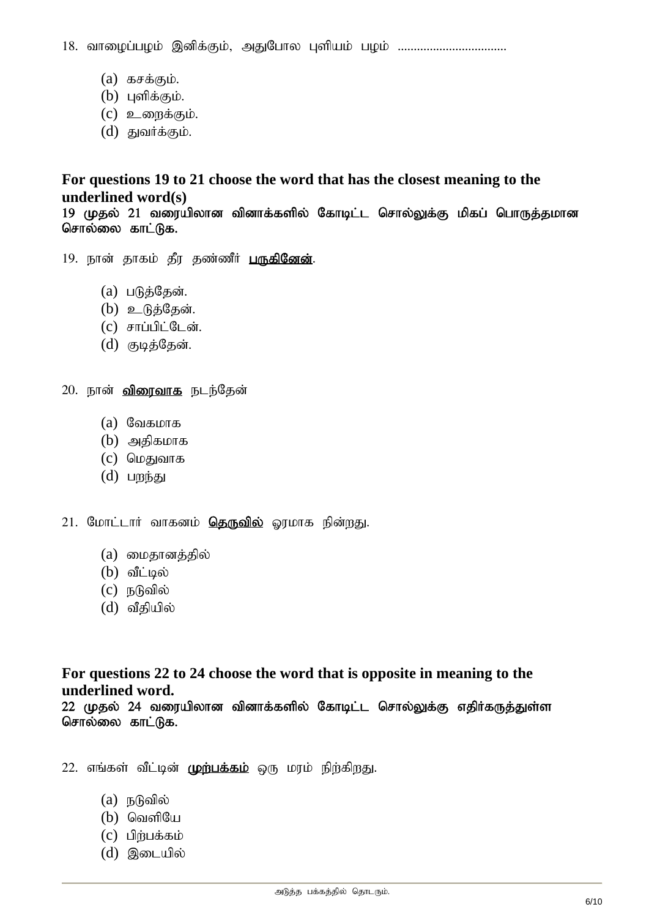18. வாழைப்பழம் இனிக்கும், அதுபோல புளியம் பழம் .................................

(a) கசக்கும்.
(b) புளிக்கும்.
(c) உறைக்கும்.
(d) துவர்க்கும்.

**For questions 19 to 21 choose the word that has the closest meaning to the underlined word(s)**

**19 முதல் 21 வரையிலான வினாக்களில் கோடிட்ட சொல்லுக்கு மிகப் பொருத்தமான சொல்லை காட்டுக.**

19. நான் தாகம் தீர தண்ணீர் <u>**பருகினேன்**</u>.

(a) படுத்தேன்.
(b) உடுத்தேன்.
(c) சாப்பிட்டேன்.
(d) குடித்தேன்.

20. நான் <u>**விரைவாக**</u> நடந்தேன்

(a) வேகமாக
(b) அதிகமாக
(c) மெதுவாக
(d) பறந்து

21. மோட்டார் வாகனம் <u>**தெருவில்**</u> ஓரமாக நின்றது.

(a) மைதானத்தில்
(b) வீட்டில்
(c) நடுவில்
(d) வீதியில்

**For questions 22 to 24 choose the word that is opposite in meaning to the underlined word.**

**22 முதல் 24 வரையிலான வினாக்களில் கோடிட்ட சொல்லுக்கு எதிர்கருத்துள்ள சொல்லை காட்டுக.**

22. எங்கள் வீட்டின் <u>**முற்பக்கம்**</u> ஒரு மரம் நிற்கிறது.

(a) நடுவில்
(b) வெளியே
(c) பிற்பக்கம்
(d) இடையில்

அடுத்த பக்கத்தில் தொடரும்.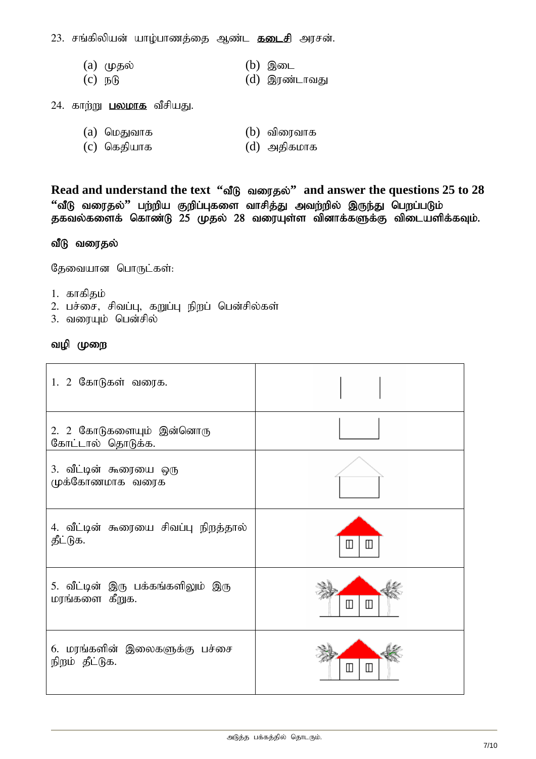23. சங்கிலியன் யாழ்பாணத்தை ஆண்ட **கடைசி** அரசன்.

(a) முதல் (b) இடை
(c) நடு (d) இரண்டாவது

24. காற்று **பலமாக** வீசியது.

(a) மெதுவாக (b) விரைவாக
(c) கெதியாக (d) அதிகமாக

**Read and understand the text "வீடு வரைதல்" and answer the questions 25 to 28**
**"வீடு வரைதல்" பற்றிய குறிப்புகளை வாசித்து அவற்றில் இருந்து பெறப்படும் தகவல்களைக் கொண்டு 25 முதல் 28 வரையுள்ள வினாக்களுக்கு விடையளிக்கவும்.**

**வீடு வரைதல்**

தேவையான பொருட்கள்:

1. காகிதம்
2. பச்சை, சிவப்பு, கறுப்பு நிறப் பென்சில்கள்
3. வரையும் பென்சில்

**வழி முறை**

| | |
|---|---|
| 1. 2 கோடுகள் வரைக. | |
| 2. 2 கோடுகளையும் இன்னொரு கோட்டால் தொடுக்க. | |
| 3. வீட்டின் கூரையை ஒரு முக்கோணமாக வரைக | |
| 4. வீட்டின் கூரையை சிவப்பு நிறத்தால் தீட்டுக. | |
| 5. வீட்டின் இரு பக்கங்களிலும் இரு மரங்களை கீறுக. | |
| 6. மரங்களின் இலைகளுக்கு பச்சை நிறம் தீட்டுக. | |

அடுத்த பக்கத்தில் தொடரும்.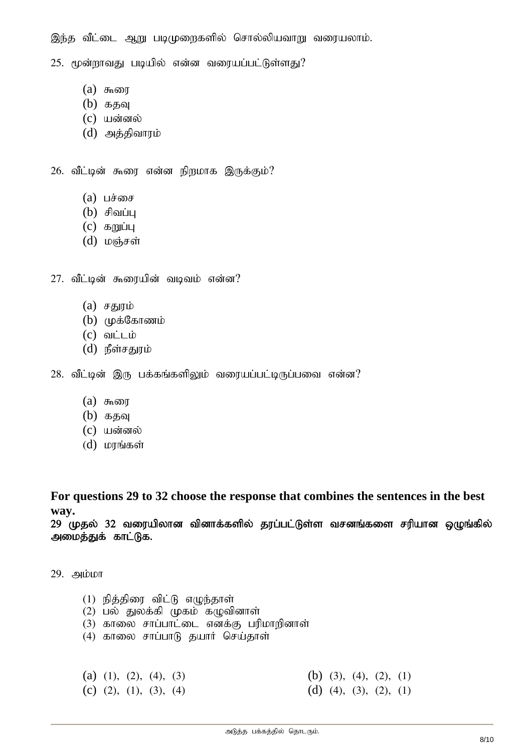இந்த வீட்டை ஆறு படிமுறைகளில் சொல்லியவாறு வரையலாம்.

25. மூன்றாவது படியில் என்ன வரையப்பட்டுள்ளது?

(a) கூரை
(b) கதவு
(c) யன்னல்
(d) அத்திவாரம்

26. வீட்டின் கூரை என்ன நிறமாக இருக்கும்?

(a) பச்சை
(b) சிவப்பு
(c) கறுப்பு
(d) மஞ்சள்

27. வீட்டின் கூரையின் வடிவம் என்ன?

(a) சதுரம்
(b) முக்கோணம்
(c) வட்டம்
(d) நீள்சதுரம்

28. வீட்டின் இரு பக்கங்களிலும் வரையப்பட்டிருப்பவை என்ன?

(a) கூரை
(b) கதவு
(c) யன்னல்
(d) மரங்கள்

**For questions 29 to 32 choose the response that combines the sentences in the best way.**
**29 முதல் 32 வரையிலான வினாக்களில் தரப்பட்டுள்ள வசனங்களை சரியான ஒழுங்கில் அமைத்துக் காட்டுக.**

29. அம்மா

(1) நித்திரை விட்டு எழுந்தாள்
(2) பல் துலக்கி முகம் கழுவினாள்
(3) காலை சாப்பாட்டை எனக்கு பரிமாறினாள்
(4) காலை சாப்பாடு தயார் செய்தாள்

(a) (1), (2), (4), (3)
(b) (3), (4), (2), (1)
(c) (2), (1), (3), (4)
(d) (4), (3), (2), (1)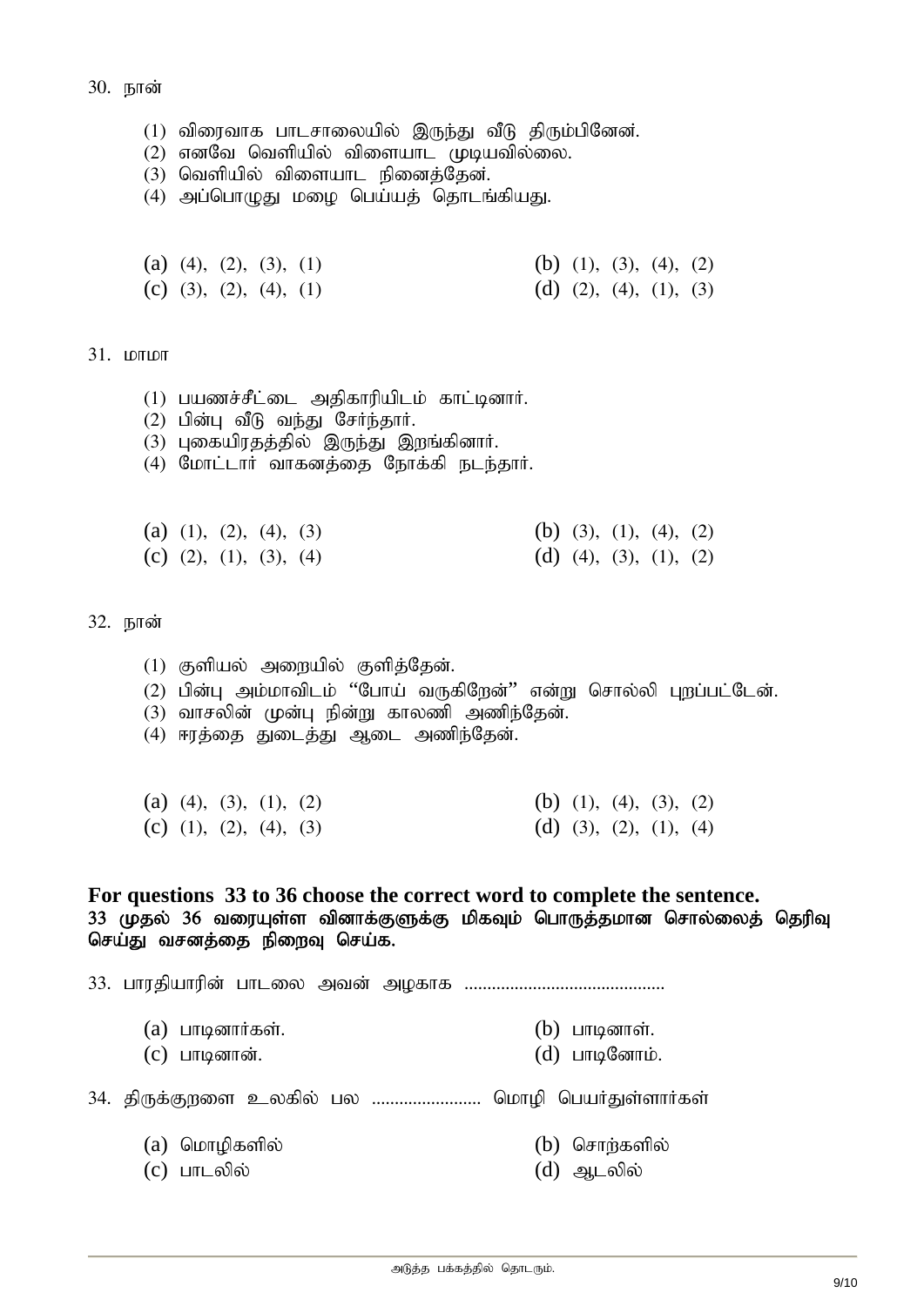30. நான்

(1) விரைவாக பாடசாலையில் இருந்து வீடு திரும்பினேன்.
(2) எனவே வெளியில் விளையாட முடியவில்லை.
(3) வெளியில் விளையாட நினைத்தேன்.
(4) அப்பொழுது மழை பெய்யத் தொடங்கியது.

(a) (4), (2), (3), (1)
(b) (1), (3), (4), (2)
(c) (3), (2), (4), (1)
(d) (2), (4), (1), (3)

31. மாமா

(1) பயணச்சீட்டை அதிகாரியிடம் காட்டினார்.
(2) பின்பு வீடு வந்து சேர்ந்தார்.
(3) புகையிரதத்தில் இருந்து இறங்கினார்.
(4) மோட்டார் வாகனத்தை நோக்கி நடந்தார்.

(a) (1), (2), (4), (3)
(b) (3), (1), (4), (2)
(c) (2), (1), (3), (4)
(d) (4), (3), (1), (2)

32. நான்

(1) குளியல் அறையில் குளித்தேன்.
(2) பின்பு அம்மாவிடம் "போய் வருகிறேன்" என்று சொல்லி புறப்பட்டேன்.
(3) வாசலின் முன்பு நின்று காலணி அணிந்தேன்.
(4) ஈரத்தை துடைத்து ஆடை அணிந்தேன்.

(a) (4), (3), (1), (2)
(b) (1), (4), (3), (2)
(c) (1), (2), (4), (3)
(d) (3), (2), (1), (4)

**For questions 33 to 36 choose the correct word to complete the sentence.**
**33 முதல் 36 வரையுள்ள வினாக்குளுக்கு மிகவும் பொருத்தமான சொல்லைத் தெரிவு செய்து வசனத்தை நிறைவு செய்க.**

33. பாரதியாரின் பாடலை அவன் அழகாக ............................................

(a) பாடினார்கள்.
(b) பாடினாள்.
(c) பாடினான்.
(d) பாடினோம்.

34. திருக்குறளை உலகில் பல ........................ மொழி பெயர்துள்ளார்கள்

(a) மொழிகளில்
(b) சொற்களில்
(c) பாடலில்
(d) ஆடலில்

அடுத்த பக்கத்தில் தொடரும்.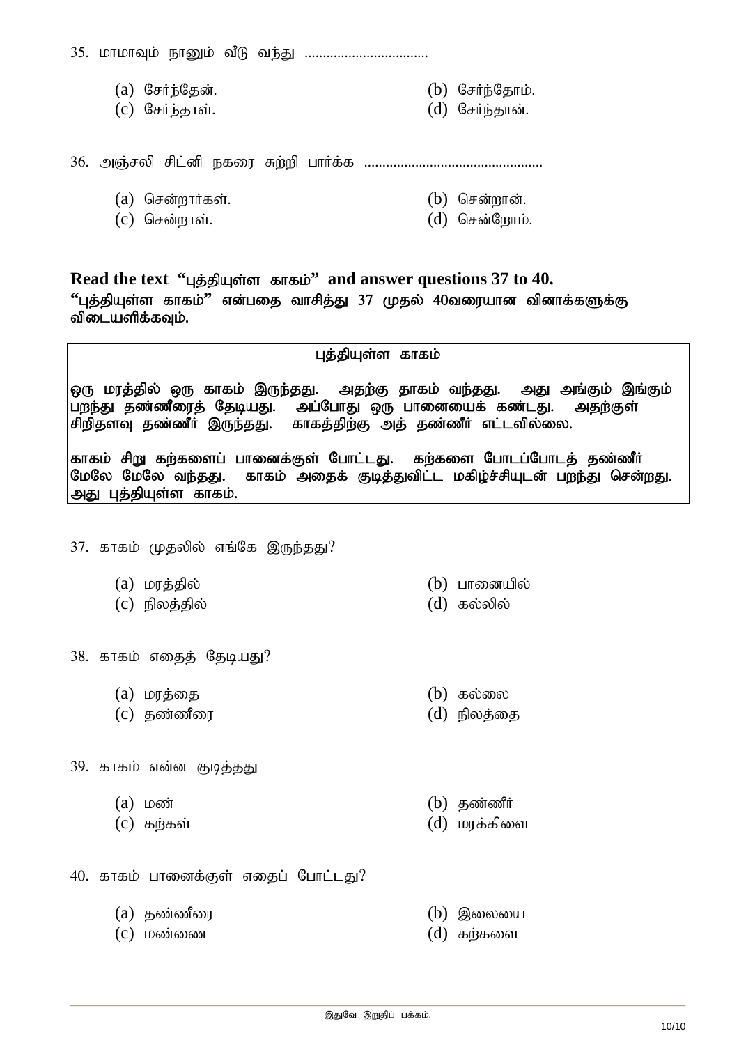35. மாமாவும் நானும் வீடு வந்து ..................................

(a) சேர்ந்தேன்.
(b) சேர்ந்தோம்.
(c) சேர்ந்தாள்.
(d) சேர்ந்தான்.

36. அஞ்சலி சிட்னி நகரை சுற்றி பார்க்க ................................................

(a) சென்றார்கள்.
(b) சென்றான்.
(c) சென்றாள்.
(d) சென்றோம்.

## Read the text "புத்தியுள்ள காகம்" and answer questions 37 to 40.

**"புத்தியுள்ள காகம்" என்பதை வாசித்து 37 முதல் 40வரையான வினாக்களுக்கு விடையளிக்கவும்.**

**புத்தியுள்ள காகம்**

**ஒரு மரத்தில் ஒரு காகம் இருந்தது. அதற்கு தாகம் வந்தது. அது அங்கும் இங்கும் பறந்து தண்ணீரைத் தேடியது. அப்போது ஒரு பானையைக் கண்டது. அதற்குள் சிறிதளவு தண்ணீர் இருந்தது. காகத்திற்கு அத் தண்ணீர் எட்டவில்லை.**

**காகம் சிறு கற்களைப் பானைக்குள் போட்டது. கற்களை போடப்போடத் தண்ணீர் மேலே மேலே வந்தது. காகம் அதைக் குடித்துவிட்ட மகிழ்ச்சியுடன் பறந்து சென்றது. அது புத்தியுள்ள காகம்.**

37. காகம் முதலில் எங்கே இருந்தது?

(a) மரத்தில்
(b) பானையில்
(c) நிலத்தில்
(d) கல்லில்

38. காகம் எதைத் தேடியது?

(a) மரத்தை
(b) கல்லை
(c) தண்ணீரை
(d) நிலத்தை

39. காகம் என்ன குடித்தது

(a) மண்
(b) தண்ணீர்
(c) கற்கள்
(d) மரக்கிளை

40. காகம் பானைக்குள் எதைப் போட்டது?

(a) தண்ணீரை
(b) இலையை
(c) மண்ணை
(d) கற்களை

இதுவே இறுதிப் பக்கம்.